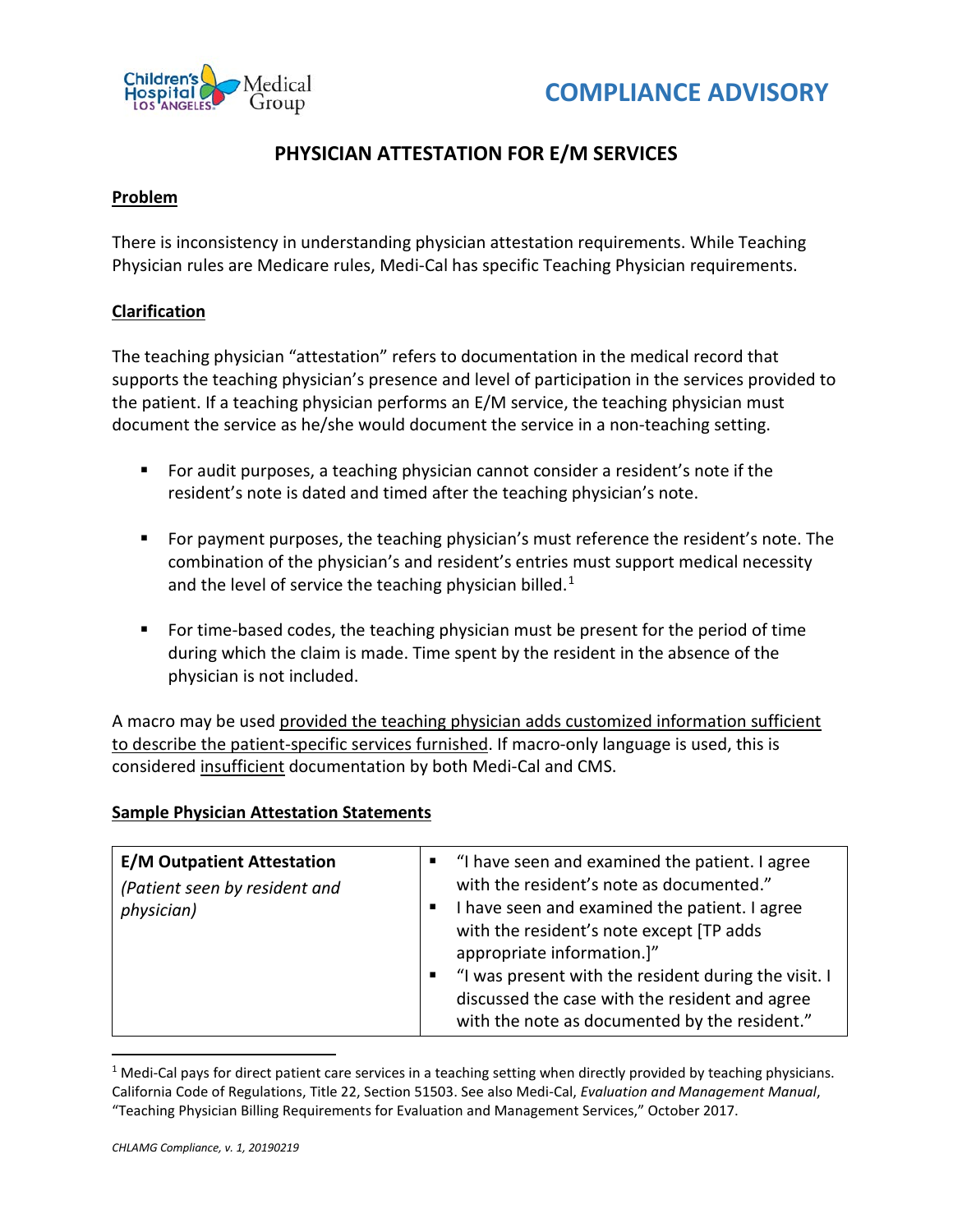Children's Hospital Los Angeles Medical Group

# COMPLIANCE ADVISORY

## PHYSICIAN ATTESTATION FOR E/M SERVICES

**Problem**

There is inconsistency in understanding physician attestation requirements. While Teaching Physician rules are Medicare rules, Medi-Cal has specific Teaching Physician requirements.

**Clarification**

The teaching physician "attestation" refers to documentation in the medical record that supports the teaching physician's presence and level of participation in the services provided to the patient. If a teaching physician performs an E/M service, the teaching physician must document the service as he/she would document the service in a non-teaching setting.

- For audit purposes, a teaching physician cannot consider a resident's note if the resident's note is dated and timed after the teaching physician's note.
- For payment purposes, the teaching physician's must reference the resident's note. The combination of the physician's and resident's entries must support medical necessity and the level of service the teaching physician billed.[1]
- For time-based codes, the teaching physician must be present for the period of time during which the claim is made. Time spent by the resident in the absence of the physician is not included.

A macro may be used provided the teaching physician adds customized information sufficient to describe the patient-specific services furnished. If macro-only language is used, this is considered insufficient documentation by both Medi-Cal and CMS.

**Sample Physician Attestation Statements**

| | |
|---|---|
| **E/M Outpatient Attestation**<br>*(Patient seen by resident and physician)* | ▪ "I have seen and examined the patient. I agree with the resident's note as documented."<br>▪ I have seen and examined the patient. I agree with the resident's note except [TP adds appropriate information.]"<br>▪ "I was present with the resident during the visit. I discussed the case with the resident and agree with the note as documented by the resident." |

[1] Medi-Cal pays for direct patient care services in a teaching setting when directly provided by teaching physicians. California Code of Regulations, Title 22, Section 51503. See also Medi-Cal, *Evaluation and Management Manual*, "Teaching Physician Billing Requirements for Evaluation and Management Services," October 2017.

*CHLAMG Compliance, v. 1, 20190219*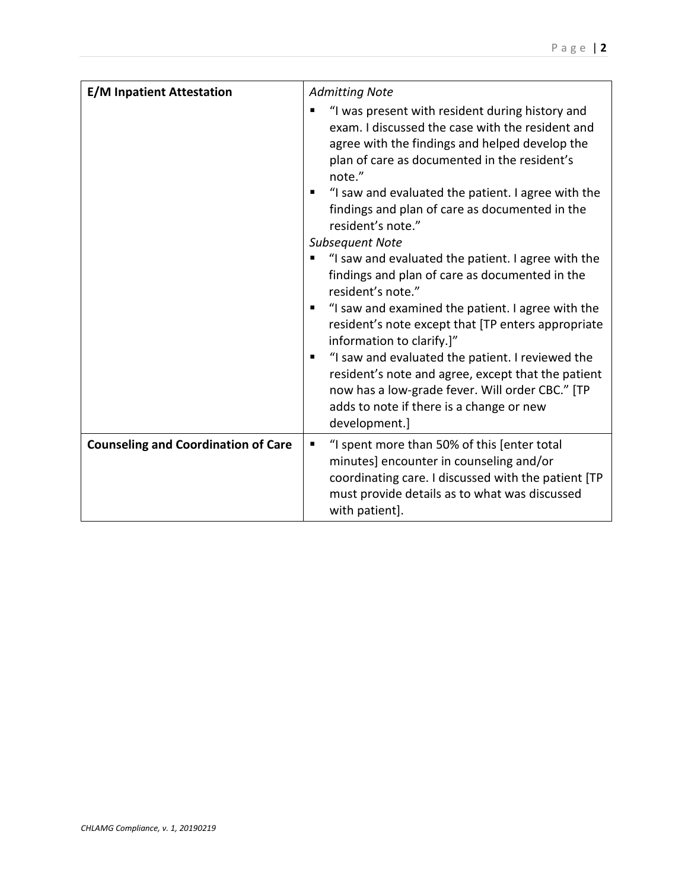| | |
|---|---|
| **E/M Inpatient Attestation** | *Admitting Note*<br>▪ "I was present with resident during history and exam. I discussed the case with the resident and agree with the findings and helped develop the plan of care as documented in the resident's note."<br>▪ "I saw and evaluated the patient. I agree with the findings and plan of care as documented in the resident's note."<br>*Subsequent Note*<br>▪ "I saw and evaluated the patient. I agree with the findings and plan of care as documented in the resident's note."<br>▪ "I saw and examined the patient. I agree with the resident's note except that [TP enters appropriate information to clarify.]"<br>▪ "I saw and evaluated the patient. I reviewed the resident's note and agree, except that the patient now has a low-grade fever. Will order CBC." [TP adds to note if there is a change or new development.] |
| **Counseling and Coordination of Care** | ▪ "I spent more than 50% of this [enter total minutes] encounter in counseling and/or coordinating care. I discussed with the patient [TP must provide details as to what was discussed with patient]. |

*CHLAMG Compliance, v. 1, 20190219*